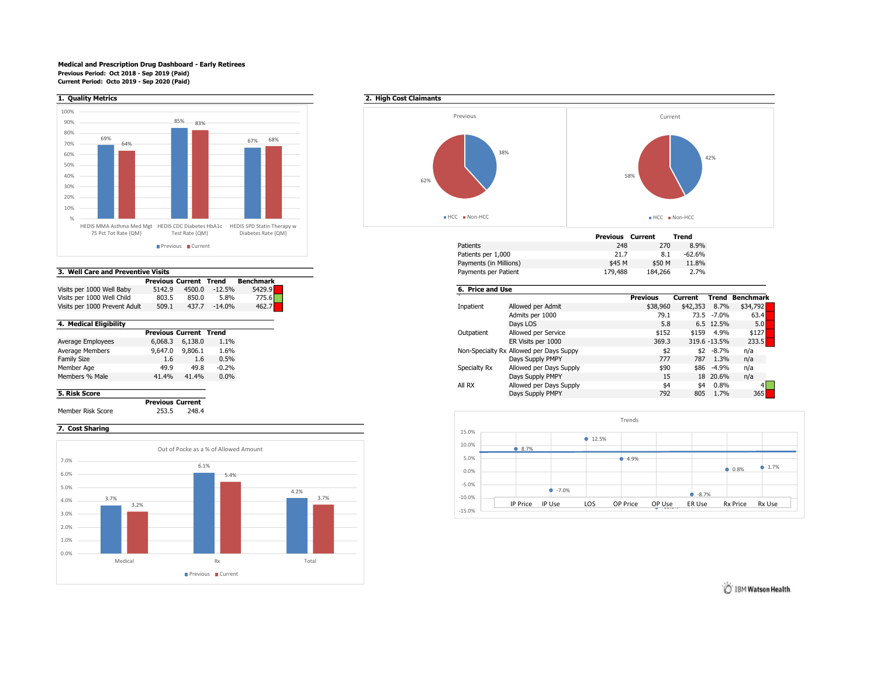**Medical and Prescription Drug Dashboard - Early Retirees**
**Previous Period: Oct 2018 - Sep 2019 (Paid)**
**Current Period: Octo 2019 - Sep 2020 (Paid)**

## 1. Quality Metrics

| Metric | Previous | Current |
|---|---|---|
| HEDIS MMA Asthma Med Mgt 75 Pct Tot Rate (QM) | 69% | 64% |
| HEDIS CDC Diabetes HbA1c Test Rate (QM) | 85% | 83% |
| HEDIS SPD Statin Therapy w Diabetes Rate (QM) | 67% | 68% |

## 2. High Cost Claimants

Previous: HCC 38%, Non-HCC 62%

Current: HCC 42%, Non-HCC 58%

| | Previous | Current | Trend |
|---|---|---|---|
| Patients | 248 | 270 | 8.9% |
| Patients per 1,000 | 21.7 | 8.1 | -62.6% |
| Payments (in Millions) | $45 M | $50 M | 11.8% |
| Payments per Patient | 179,488 | 184,266 | 2.7% |

## 3. Well Care and Preventive Visits

| | Previous | Current | Trend | Benchmark |
|---|---|---|---|---|
| Visits per 1000 Well Baby | 5142.9 | 4500.0 | -12.5% | 5429.9 |
| Visits per 1000 Well Child | 803.5 | 850.0 | 5.8% | 775.6 |
| Visits per 1000 Prevent Adult | 509.1 | 437.7 | -14.0% | 462.7 |

## 4. Medical Eligibility

| | Previous | Current | Trend |
|---|---|---|---|
| Average Employees | 6,068.3 | 6,138.0 | 1.1% |
| Average Members | 9,647.0 | 9,806.1 | 1.6% |
| Family Size | 1.6 | 1.6 | 0.5% |
| Member Age | 49.9 | 49.8 | -0.2% |
| Members % Male | 41.4% | 41.4% | 0.0% |

## 5. Risk Score

| | Previous | Current |
|---|---|---|
| Member Risk Score | 253.5 | 248.4 |

## 6. Price and Use

| | | Previous | Current | Trend | Benchmark |
|---|---|---|---|---|---|
| Inpatient | Allowed per Admit | $38,960 | $42,353 | 8.7% | $34,792 |
| | Admits per 1000 | 79.1 | 73.5 | -7.0% | 63.4 |
| | Days LOS | 5.8 | 6.5 | 12.5% | 5.0 |
| Outpatient | Allowed per Service | $152 | $159 | 4.9% | $127 |
| | ER Visits per 1000 | 369.3 | 319.6 | -13.5% | 233.5 |
| Non-Specialty Rx | Allowed per Days Suppy | $2 | $2 | -8.7% | n/a |
| | Days Supply PMPY | 777 | 787 | 1.3% | n/a |
| Specialty Rx | Allowed per Days Supply | $90 | $86 | -4.9% | n/a |
| | Days Supply PMPY | 15 | 18 | 20.6% | n/a |
| All RX | Allowed per Days Supply | $4 | $4 | 0.8% | 4 |
| | Days Supply PMPY | 792 | 805 | 1.7% | 365 |

Trends

| IP Price | IP Use | LOS | OP Price | OP Use | ER Use | Rx Price | Rx Use |
|---|---|---|---|---|---|---|---|
| 8.7% | -7.0% | 12.5% | 4.9% | | -8.7% | 0.8% | 1.7% |

## 7. Cost Sharing

Out of Pocke as a % of Allowed Amount

| | Previous | Current |
|---|---|---|
| Medical | 3.7% | 3.2% |
| Rx | 6.1% | 5.4% |
| Total | 4.2% | 3.7% |

IBM Watson Health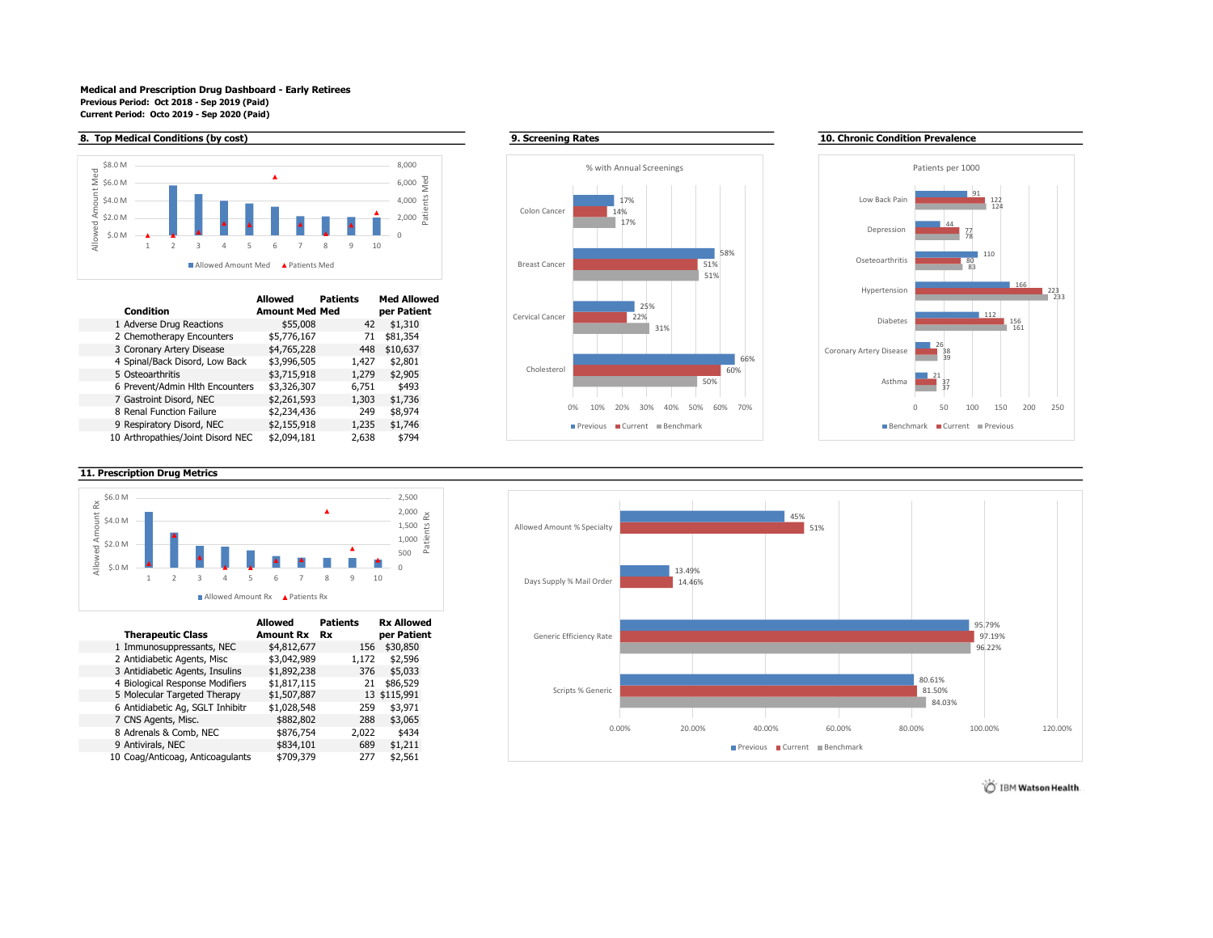**Medical and Prescription Drug Dashboard - Early Retirees**
**Previous Period: Oct 2018 - Sep 2019 (Paid)**
**Current Period: Octo 2019 - Sep 2020 (Paid)**

## 8. Top Medical Conditions (by cost)

$8.0 M
$6.0 M
$4.0 M
$2.0 M
$.0 M
Allowed Amount Med
8,000
6,000
4,000
2,000
0
Patients Med
1 2 3 4 5 6 7 8 9 10
Allowed Amount Med ▲ Patients Med

| | Condition | Allowed Amount Med | Patients Med | Med Allowed per Patient |
|---|---|---|---|---|
| 1 | Adverse Drug Reactions | $55,008 | 42 | $1,310 |
| 2 | Chemotherapy Encounters | $5,776,167 | 71 | $81,354 |
| 3 | Coronary Artery Disease | $4,765,228 | 448 | $10,637 |
| 4 | Spinal/Back Disord, Low Back | $3,996,505 | 1,427 | $2,801 |
| 5 | Osteoarthritis | $3,715,918 | 1,279 | $2,905 |
| 6 | Prevent/Admin Hlth Encounters | $3,326,307 | 6,751 | $493 |
| 7 | Gastroint Disord, NEC | $2,261,593 | 1,303 | $1,736 |
| 8 | Renal Function Failure | $2,234,436 | 249 | $8,974 |
| 9 | Respiratory Disord, NEC | $2,155,918 | 1,235 | $1,746 |
| 10 | Arthropathies/Joint Disord NEC | $2,094,181 | 2,638 | $794 |

## 9. Screening Rates

% with Annual Screenings
Colon Cancer 17% 14% 17%
Breast Cancer 58% 51% 51%
Cervical Cancer 25% 22% 31%
Cholesterol 66% 60% 50%
0% 10% 20% 30% 40% 50% 60% 70%
Previous Current Benchmark

## 10. Chronic Condition Prevalence

Patients per 1000
Low Back Pain 91 122 124
Depression 44 77 78
Oseteoarthritis 110 80 83
Hypertension 166 223 233
Diabetes 112 156 161
Coronary Artery Disease 26 38 39
Asthma 21 37 37
0 50 100 150 200 250
Benchmark Current Previous

## 11. Prescription Drug Metrics

$6.0 M
$4.0 M
$2.0 M
$.0 M
Allowed Amount Rx
2,500
2,000
1,500
1,000
500
0
Patients Rx
1 2 3 4 5 6 7 8 9 10
Allowed Amount Rx ▲ Patients Rx

| | Therapeutic Class | Allowed Amount Rx | Patients Rx | Rx Allowed per Patient |
|---|---|---|---|---|
| 1 | Immunosuppressants, NEC | $4,812,677 | 156 | $30,850 |
| 2 | Antidiabetic Agents, Misc | $3,042,989 | 1,172 | $2,596 |
| 3 | Antidiabetic Agents, Insulins | $1,892,238 | 376 | $5,033 |
| 4 | Biological Response Modifiers | $1,817,115 | 21 | $86,529 |
| 5 | Molecular Targeted Therapy | $1,507,887 | 13 | $115,991 |
| 6 | Antidiabetic Ag, SGLT Inhibitr | $1,028,548 | 259 | $3,971 |
| 7 | CNS Agents, Misc. | $882,802 | 288 | $3,065 |
| 8 | Adrenals & Comb, NEC | $876,754 | 2,022 | $434 |
| 9 | Antivirals, NEC | $834,101 | 689 | $1,211 |
| 10 | Coag/Anticoag, Anticoagulants | $709,379 | 277 | $2,561 |

Allowed Amount % Specialty 45% 51%
Days Supply % Mail Order 13.49% 14.46%
Generic Efficiency Rate 95.79% 97.19% 96.22%
Scripts % Generic 80.61% 81.50% 84.03%
0.00% 20.00% 40.00% 60.00% 80.00% 100.00% 120.00%
Previous Current Benchmark

IBM Watson Health